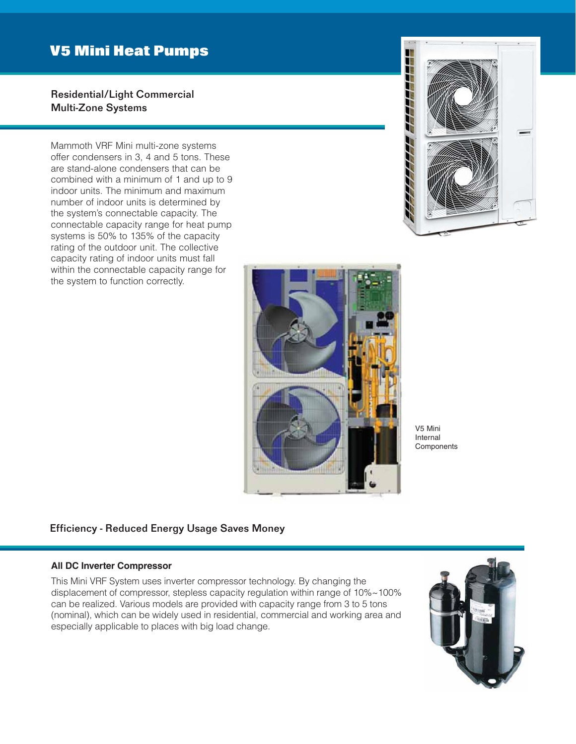# V5 Mini Heat Pumps

## Residential/Light Commercial Multi-Zone Systems

Mammoth VRF Mini multi-zone systems offer condensers in 3, 4 and 5 tons. These are stand-alone condensers that can be combined with a minimum of 1 and up to 9 indoor units. The minimum and maximum number of indoor units is determined by the system's connectable capacity. The connectable capacity range for heat pump systems is 50% to 135% of the capacity rating of the outdoor unit. The collective capacity rating of indoor units must fall within the connectable capacity range for the system to function correctly.

V5 Mini Internal Components

## Efficiency - Reduced Energy Usage Saves Money

### All DC Inverter Compressor

This Mini VRF System uses inverter compressor technology. By changing the displacement of compressor, stepless capacity regulation within range of 10%~100% can be realized. Various models are provided with capacity range from 3 to 5 tons (nominal), which can be widely used in residential, commercial and working area and especially applicable to places with big load change.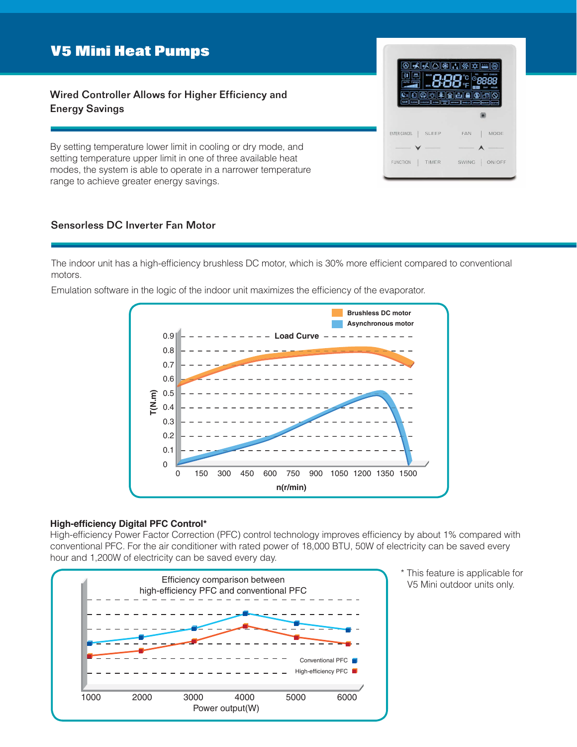# V5 Mini Heat Pumps

## Wired Controller Allows for Higher Efficiency and Energy Savings

By setting temperature lower limit in cooling or dry mode, and setting temperature upper limit in one of three available heat modes, the system is able to operate in a narrower temperature range to achieve greater energy savings.

ENTER/CANCEL
SLEEP
FAN
MODE
FUNCTION
TIMER
SWING
ON/OFF

## Sensorless DC Inverter Fan Motor

The indoor unit has a high-efficiency brushless DC motor, which is 30% more efficient compared to conventional motors.

Emulation software in the logic of the indoor unit maximizes the efficiency of the evaporator.

Brushless DC motor
Asynchronous motor
Load Curve
T(N.m)
0.9
0.8
0.7
0.6
0.5
0.4
0.3
0.2
0.1
0
0 150 300 450 600 750 900 1050 1200 1350 1500
n(r/min)

**High-efficiency Digital PFC Control***

High-efficiency Power Factor Correction (PFC) control technology improves efficiency by about 1% compared with conventional PFC. For the air conditioner with rated power of 18,000 BTU, 50W of electricity can be saved every hour and 1,200W of electricity can be saved every day.

Efficiency comparison between
high-efficiency PFC and conventional PFC
Conventional PFC
High-efficiency PFC
1000 2000 3000 4000 5000 6000
Power output(W)

\* This feature is applicable for V5 Mini outdoor units only.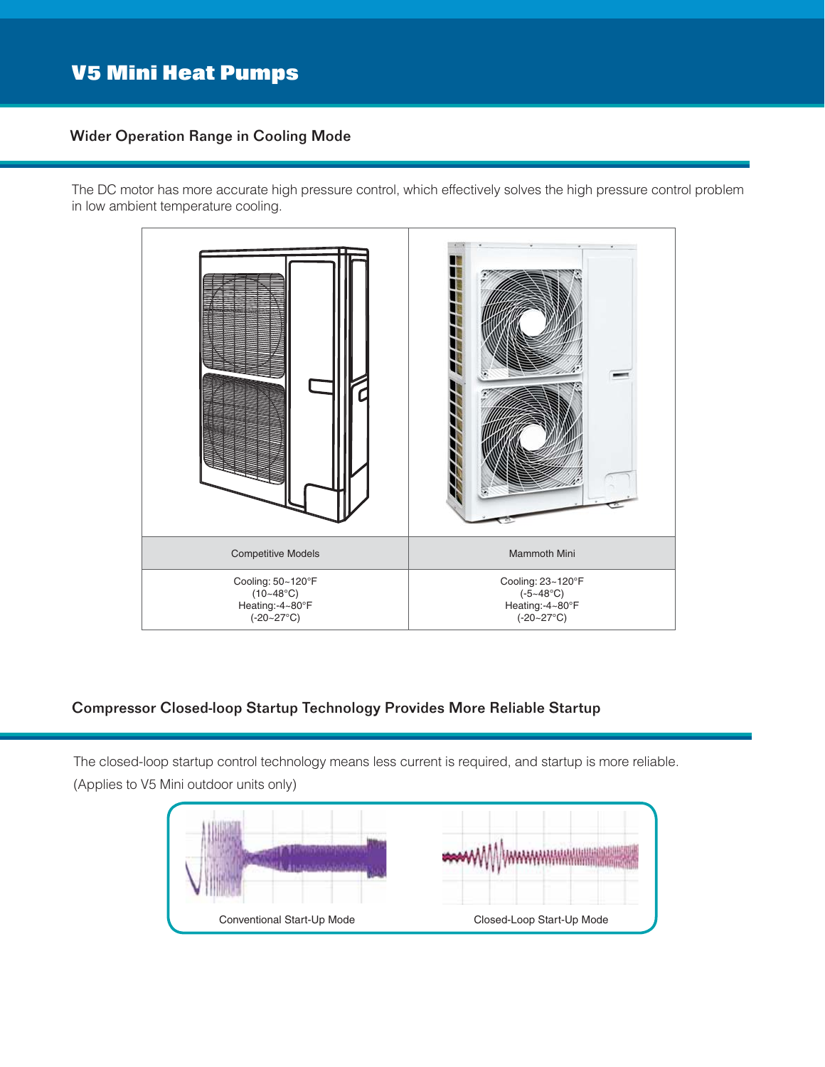# V5 Mini Heat Pumps

## Wider Operation Range in Cooling Mode

The DC motor has more accurate high pressure control, which effectively solves the high pressure control problem in low ambient temperature cooling.

| Competitive Models | Mammoth Mini |
|---|---|
| Cooling: 50~120°F (10~48°C) Heating:-4~80°F (-20~27°C) | Cooling: 23~120°F (-5~48°C) Heating:-4~80°F (-20~27°C) |

## Compressor Closed-loop Startup Technology Provides More Reliable Startup

The closed-loop startup control technology means less current is required, and startup is more reliable.
(Applies to V5 Mini outdoor units only)

Conventional Start-Up Mode

Closed-Loop Start-Up Mode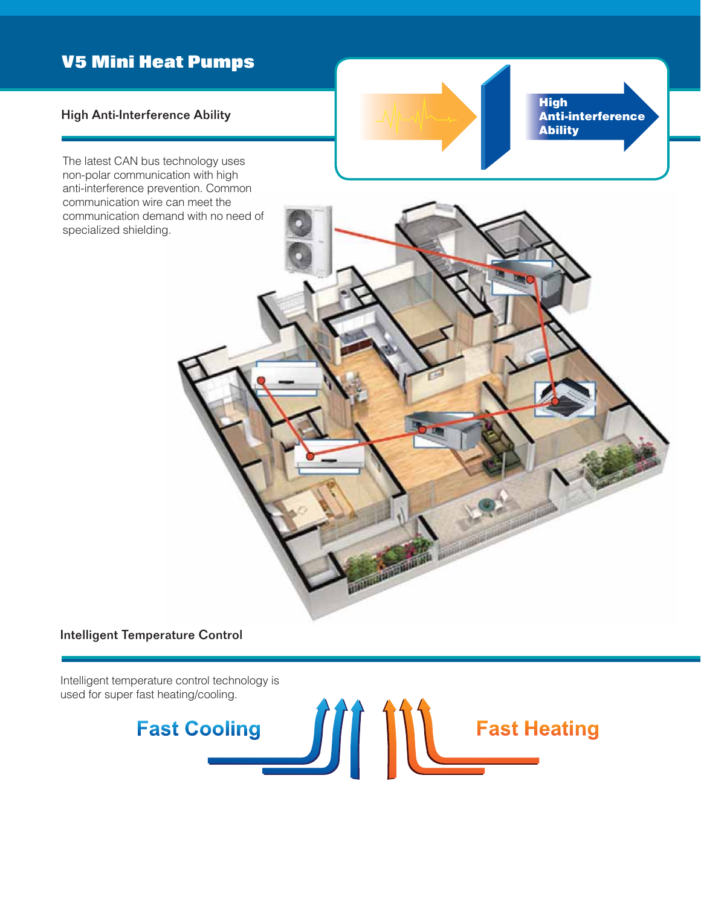# V5 Mini Heat Pumps

## High Anti-Interference Ability

The latest CAN bus technology uses non-polar communication with high anti-interference prevention. Common communication wire can meet the communication demand with no need of specialized shielding.

High Anti-interference Ability

## Intelligent Temperature Control

Intelligent temperature control technology is used for super fast heating/cooling.

Fast Cooling

Fast Heating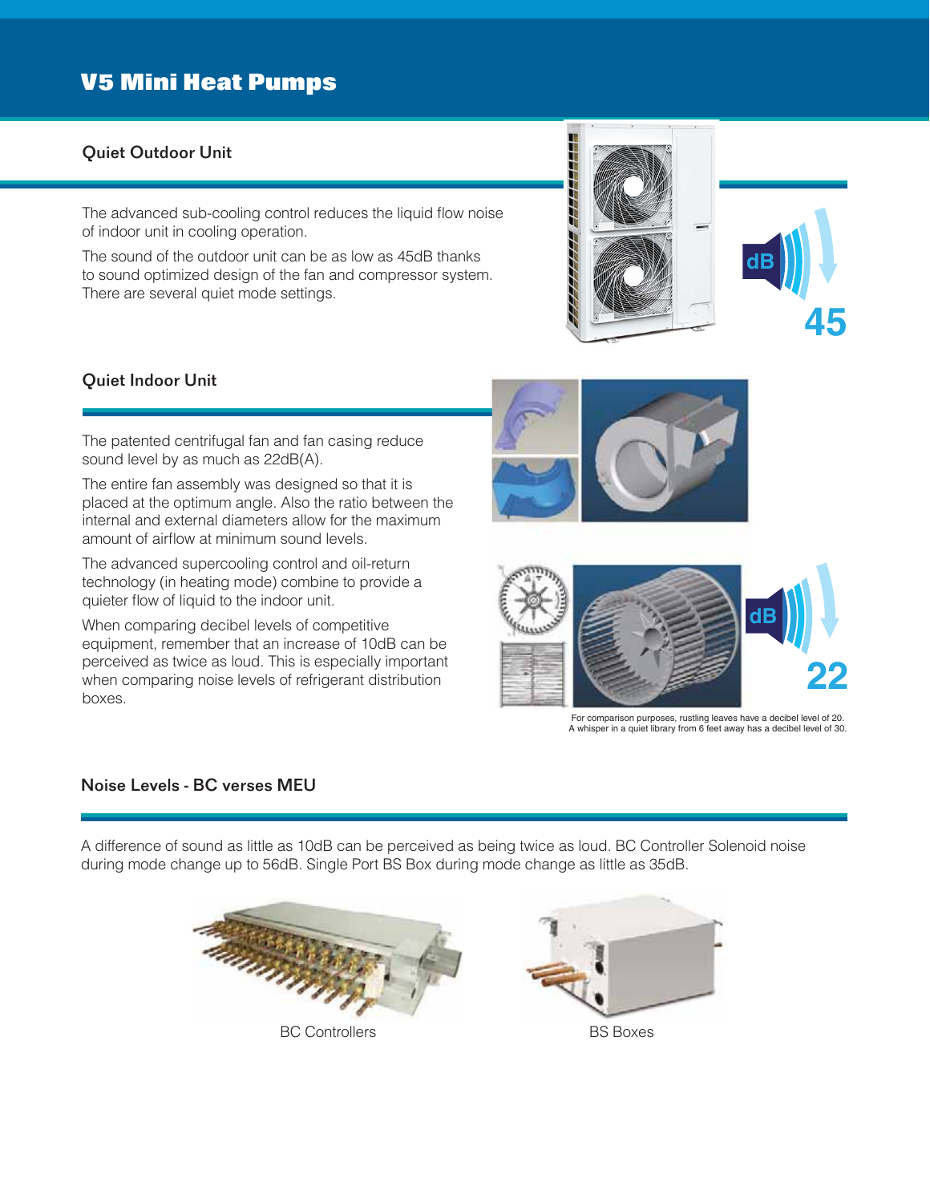# V5 Mini Heat Pumps

## Quiet Outdoor Unit

The advanced sub-cooling control reduces the liquid flow noise of indoor unit in cooling operation.

The sound of the outdoor unit can be as low as 45dB thanks to sound optimized design of the fan and compressor system. There are several quiet mode settings.

dB

45

## Quiet Indoor Unit

The patented centrifugal fan and fan casing reduce sound level by as much as 22dB(A).

The entire fan assembly was designed so that it is placed at the optimum angle. Also the ratio between the internal and external diameters allow for the maximum amount of airflow at minimum sound levels.

The advanced supercooling control and oil-return technology (in heating mode) combine to provide a quieter flow of liquid to the indoor unit.

When comparing decibel levels of competitive equipment, remember that an increase of 10dB can be perceived as twice as loud. This is especially important when comparing noise levels of refrigerant distribution boxes.

dB

22

For comparison purposes, rustling leaves have a decibel level of 20.
A whisper in a quiet library from 6 feet away has a decibel level of 30.

## Noise Levels - BC verses MEU

A difference of sound as little as 10dB can be perceived as being twice as loud. BC Controller Solenoid noise during mode change up to 56dB. Single Port BS Box during mode change as little as 35dB.

BC Controllers

BS Boxes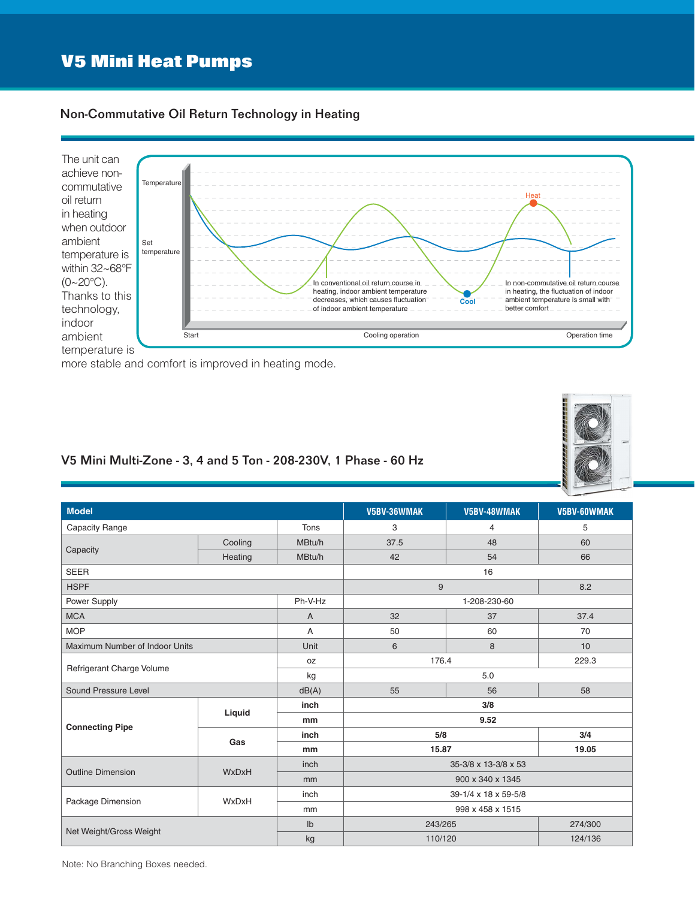# V5 Mini Heat Pumps

## Non-Commutative Oil Return Technology in Heating

The unit can achieve non-commutative oil return in heating when outdoor ambient temperature is within 32~68°F (0~20°C). Thanks to this technology, indoor ambient temperature is more stable and comfort is improved in heating mode.

Temperature

Set temperature

Heat

Cool

In conventional oil return course in heating, indoor ambient temperature decreases, which causes fluctuation of indoor ambient temperature

In non-commutative oil return course in heating, the fluctuation of indoor ambient temperature is small with better comfort

Start

Cooling operation

Operation time

## V5 Mini Multi-Zone - 3, 4 and 5 Ton - 208-230V, 1 Phase - 60 Hz

| Model | | | V5BV-36WMAK | V5BV-48WMAK | V5BV-60WMAK |
|---|---|---|---|---|---|
| Capacity Range | | Tons | 3 | 4 | 5 |
| Capacity | Cooling | MBtu/h | 37.5 | 48 | 60 |
| | Heating | MBtu/h | 42 | 54 | 66 |
| SEER | | | 16 | | |
| HSPF | | | 9 | | 8.2 |
| Power Supply | | Ph-V-Hz | 1-208-230-60 | | |
| MCA | | A | 32 | 37 | 37.4 |
| MOP | | A | 50 | 60 | 70 |
| Maximum Number of Indoor Units | | Unit | 6 | 8 | 10 |
| Refrigerant Charge Volume | | oz | 176.4 | | 229.3 |
| | | kg | 5.0 | | |
| Sound Pressure Level | | dB(A) | 55 | 56 | 58 |
| **Connecting Pipe** | **Liquid** | **inch** | **3/8** | | |
| | | **mm** | **9.52** | | |
| | **Gas** | **inch** | **5/8** | | **3/4** |
| | | **mm** | **15.87** | | **19.05** |
| Outline Dimension | WxDxH | inch | 35-3/8 x 13-3/8 x 53 | | |
| | | mm | 900 x 340 x 1345 | | |
| Package Dimension | WxDxH | inch | 39-1/4 x 18 x 59-5/8 | | |
| | | mm | 998 x 458 x 1515 | | |
| Net Weight/Gross Weight | | lb | 243/265 | | 274/300 |
| | | kg | 110/120 | | 124/136 |

Note: No Branching Boxes needed.